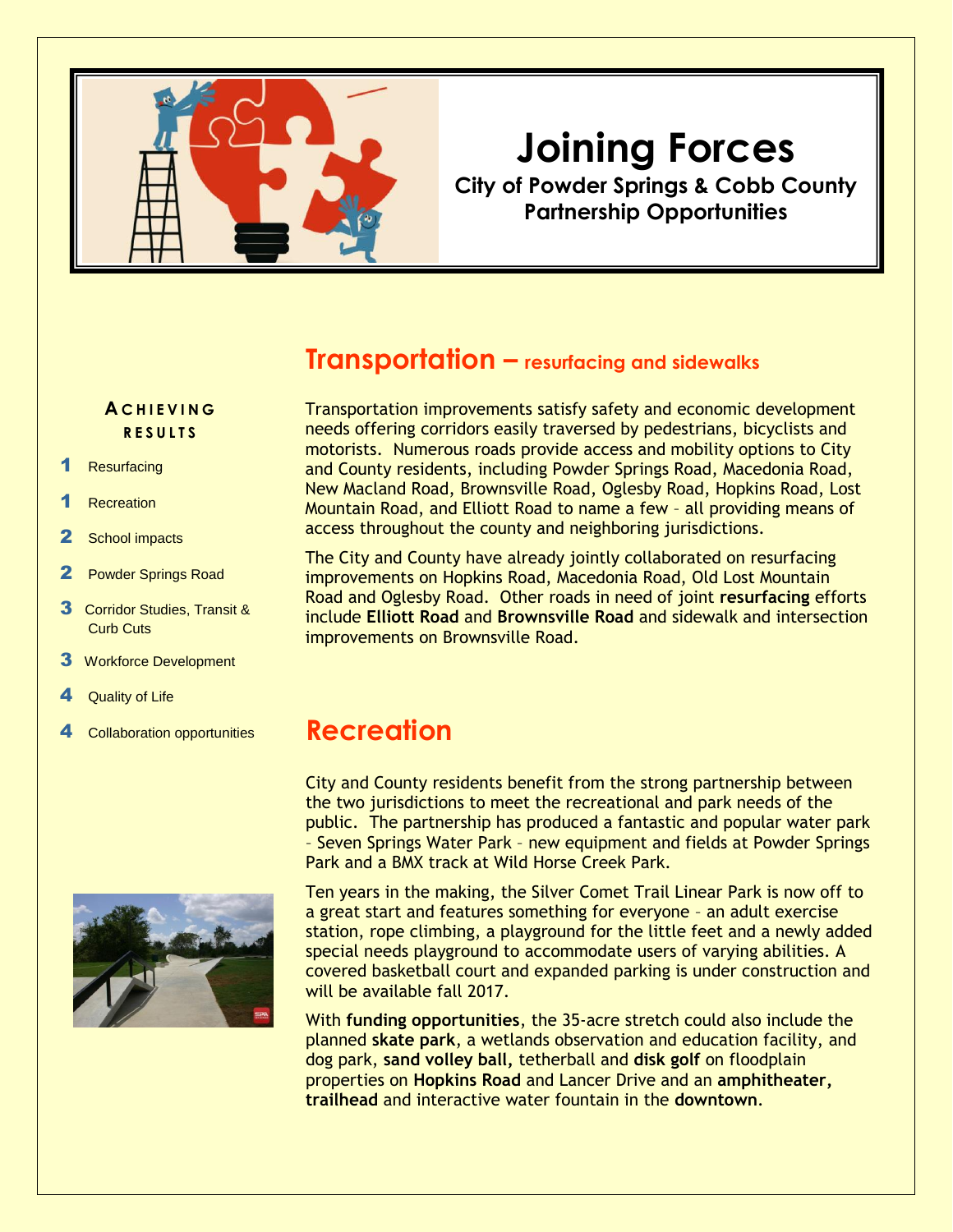# Joining Forces

**City of Powder Springs & Cobb County Partnership Opportunities**

**ACHIEVING RESULTS**

1 Resurfacing

1 Recreation

2 School impacts

2 Powder Springs Road

3 Corridor Studies, Transit & Curb Cuts

3 Workforce Development

4 Quality of Life

4 Collaboration opportunities

## Transportation – resurfacing and sidewalks

Transportation improvements satisfy safety and economic development needs offering corridors easily traversed by pedestrians, bicyclists and motorists. Numerous roads provide access and mobility options to City and County residents, including Powder Springs Road, Macedonia Road, New Macland Road, Brownsville Road, Oglesby Road, Hopkins Road, Lost Mountain Road, and Elliott Road to name a few – all providing means of access throughout the county and neighboring jurisdictions.

The City and County have already jointly collaborated on resurfacing improvements on Hopkins Road, Macedonia Road, Old Lost Mountain Road and Oglesby Road. Other roads in need of joint **resurfacing** efforts include **Elliott Road** and **Brownsville Road** and sidewalk and intersection improvements on Brownsville Road.

## Recreation

City and County residents benefit from the strong partnership between the two jurisdictions to meet the recreational and park needs of the public. The partnership has produced a fantastic and popular water park – Seven Springs Water Park – new equipment and fields at Powder Springs Park and a BMX track at Wild Horse Creek Park.

Ten years in the making, the Silver Comet Trail Linear Park is now off to a great start and features something for everyone – an adult exercise station, rope climbing, a playground for the little feet and a newly added special needs playground to accommodate users of varying abilities. A covered basketball court and expanded parking is under construction and will be available fall 2017.

With **funding opportunities**, the 35-acre stretch could also include the planned **skate park**, a wetlands observation and education facility, and dog park, **sand volley ball,** tetherball and **disk golf** on floodplain properties on **Hopkins Road** and Lancer Drive and an **amphitheater, trailhead** and interactive water fountain in the **downtown**.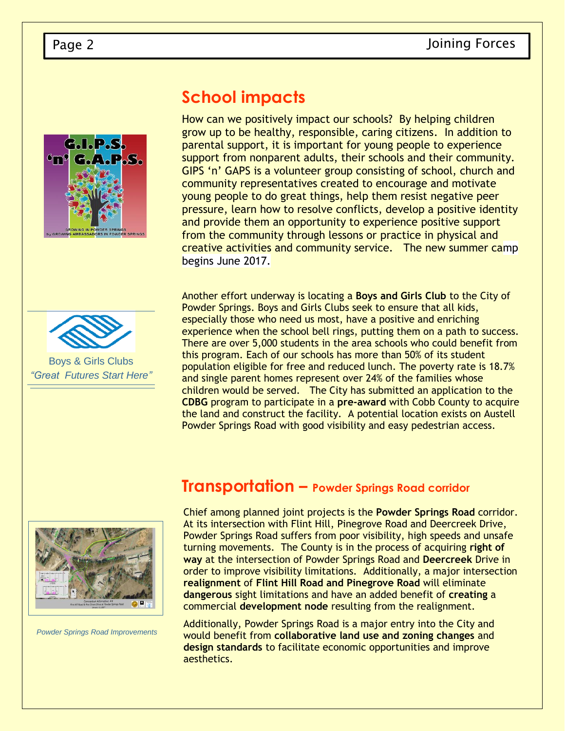## School impacts

How can we positively impact our schools? By helping children grow up to be healthy, responsible, caring citizens. In addition to parental support, it is important for young people to experience support from nonparent adults, their schools and their community. GIPS 'n' GAPS is a volunteer group consisting of school, church and community representatives created to encourage and motivate young people to do great things, help them resist negative peer pressure, learn how to resolve conflicts, develop a positive identity and provide them an opportunity to experience positive support from the community through lessons or practice in physical and creative activities and community service. The new summer camp begins June 2017.

G.I.P.S. 'n' G.A.P.S.

GROWING IN POWDER SPRINGS by GROWING AMBASSADORS IN POWDER SPRINGS

Another effort underway is locating a **Boys and Girls Club** to the City of Powder Springs. Boys and Girls Clubs seek to ensure that all kids, especially those who need us most, have a positive and enriching experience when the school bell rings, putting them on a path to success. There are over 5,000 students in the area schools who could benefit from this program. Each of our schools has more than 50% of its student population eligible for free and reduced lunch. The poverty rate is 18.7% and single parent homes represent over 24% of the families whose children would be served. The City has submitted an application to the **CDBG** program to participate in a **pre-award** with Cobb County to acquire the land and construct the facility. A potential location exists on Austell Powder Springs Road with good visibility and easy pedestrian access.

Boys & Girls Clubs
*"Great Futures Start Here"*

## Transportation – Powder Springs Road corridor

Chief among planned joint projects is the **Powder Springs Road** corridor. At its intersection with Flint Hill, Pinegrove Road and Deercreek Drive, Powder Springs Road suffers from poor visibility, high speeds and unsafe turning movements. The County is in the process of acquiring **right of way** at the intersection of Powder Springs Road and **Deercreek** Drive in order to improve visibility limitations. Additionally, a major intersection **realignment** of **Flint Hill Road and Pinegrove Road** will eliminate **dangerous** sight limitations and have an added benefit of **creating** a commercial **development node** resulting from the realignment.

Additionally, Powder Springs Road is a major entry into the City and would benefit from **collaborative land use and zoning changes** and **design standards** to facilitate economic opportunities and improve aesthetics.

*Powder Springs Road Improvements*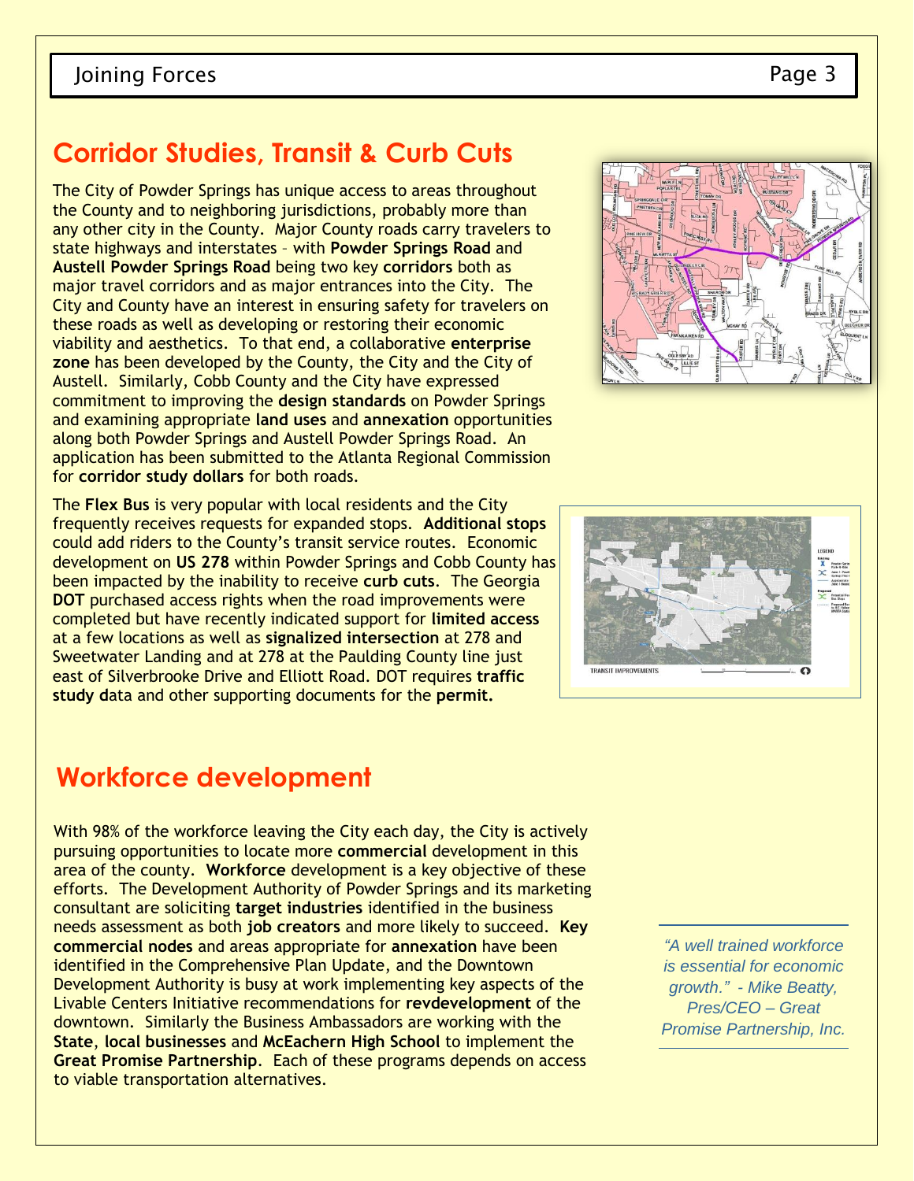## Corridor Studies, Transit & Curb Cuts

The City of Powder Springs has unique access to areas throughout the County and to neighboring jurisdictions, probably more than any other city in the County. Major County roads carry travelers to state highways and interstates – with **Powder Springs Road** and **Austell Powder Springs Road** being two key **corridors** both as major travel corridors and as major entrances into the City. The City and County have an interest in ensuring safety for travelers on these roads as well as developing or restoring their economic viability and aesthetics. To that end, a collaborative **enterprise zone** has been developed by the County, the City and the City of Austell. Similarly, Cobb County and the City have expressed commitment to improving the **design standards** on Powder Springs and examining appropriate **land uses** and **annexation** opportunities along both Powder Springs and Austell Powder Springs Road. An application has been submitted to the Atlanta Regional Commission for **corridor study dollars** for both roads.

The **Flex Bus** is very popular with local residents and the City frequently receives requests for expanded stops. **Additional stops** could add riders to the County's transit service routes. Economic development on **US 278** within Powder Springs and Cobb County has been impacted by the inability to receive **curb cuts**. The Georgia **DOT** purchased access rights when the road improvements were completed but have recently indicated support for **limited access** at a few locations as well as **signalized intersection** at 278 and Sweetwater Landing and at 278 at the Paulding County line just east of Silverbrooke Drive and Elliott Road. DOT requires **traffic study d**ata and other supporting documents for the **permit.**

TRANSIT IMPROVEMENTS

## Workforce development

With 98% of the workforce leaving the City each day, the City is actively pursuing opportunities to locate more **commercial** development in this area of the county. **Workforce** development is a key objective of these efforts. The Development Authority of Powder Springs and its marketing consultant are soliciting **target industries** identified in the business needs assessment as both **job creators** and more likely to succeed. **Key commercial nodes** and areas appropriate for **annexation** have been identified in the Comprehensive Plan Update, and the Downtown Development Authority is busy at work implementing key aspects of the Livable Centers Initiative recommendations for **revdevelopment** of the downtown. Similarly the Business Ambassadors are working with the **State**, **local businesses** and **McEachern High School** to implement the **Great Promise Partnership**. Each of these programs depends on access to viable transportation alternatives.

*"A well trained workforce is essential for economic growth." - Mike Beatty, Pres/CEO – Great Promise Partnership, Inc.*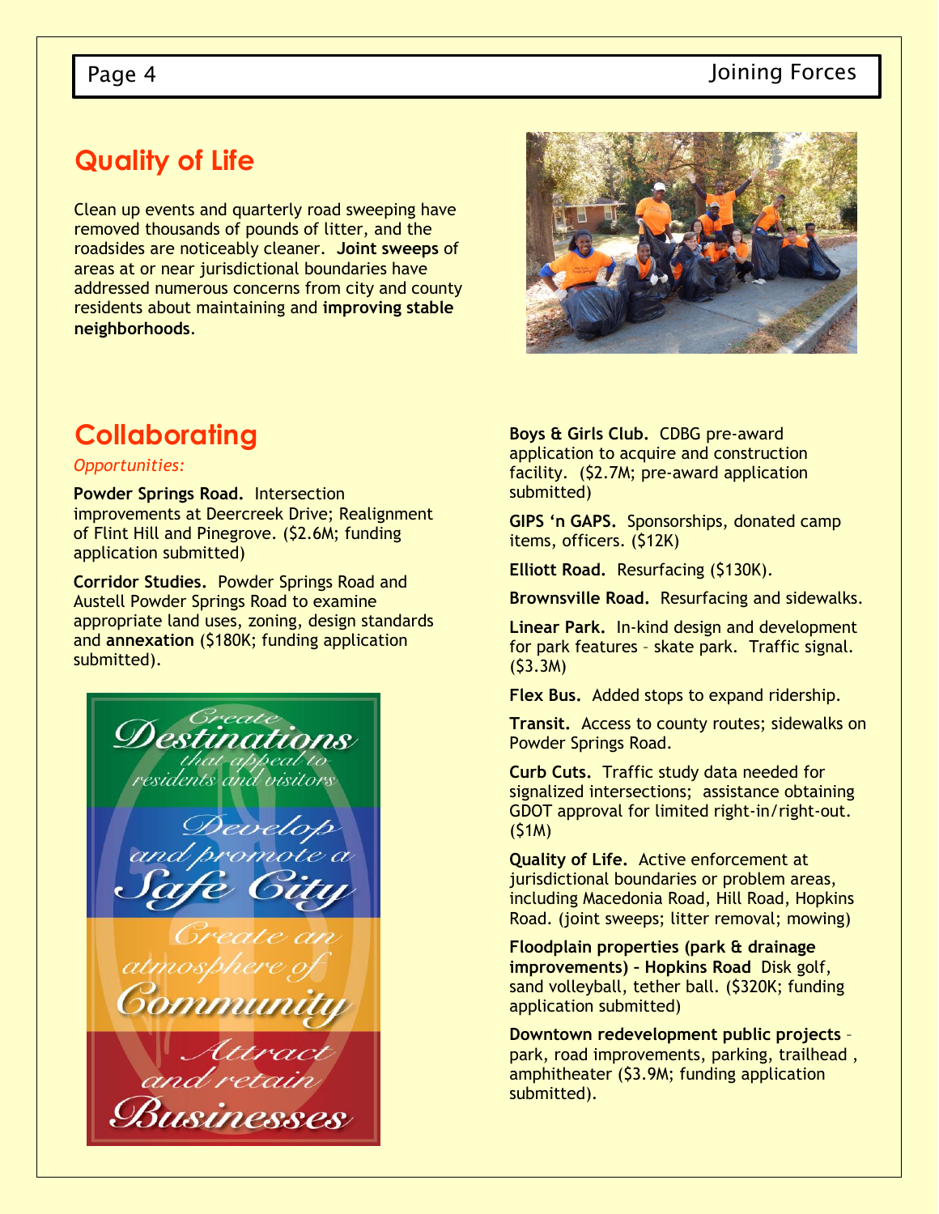## Quality of Life

Clean up events and quarterly road sweeping have removed thousands of pounds of litter, and the roadsides are noticeably cleaner. **Joint sweeps** of areas at or near jurisdictional boundaries have addressed numerous concerns from city and county residents about maintaining and **improving stable neighborhoods**.

## Collaborating

*Opportunities:*

**Powder Springs Road.** Intersection improvements at Deercreek Drive; Realignment of Flint Hill and Pinegrove. ($2.6M; funding application submitted)

**Corridor Studies.** Powder Springs Road and Austell Powder Springs Road to examine appropriate land uses, zoning, design standards and **annexation** ($180K; funding application submitted).

*Create Destinations that appeal to residents and visitors*

*Develop and promote a Safe City*

*Create an atmosphere of Community*

*Attract and retain Businesses*

**Boys & Girls Club.** CDBG pre-award application to acquire and construction facility. ($2.7M; pre-award application submitted)

**GIPS 'n GAPS.** Sponsorships, donated camp items, officers. ($12K)

**Elliott Road.** Resurfacing ($130K).

**Brownsville Road.** Resurfacing and sidewalks.

**Linear Park.** In-kind design and development for park features – skate park. Traffic signal. ($3.3M)

**Flex Bus.** Added stops to expand ridership.

**Transit.** Access to county routes; sidewalks on Powder Springs Road.

**Curb Cuts.** Traffic study data needed for signalized intersections; assistance obtaining GDOT approval for limited right-in/right-out. ($1M)

**Quality of Life.** Active enforcement at jurisdictional boundaries or problem areas, including Macedonia Road, Hill Road, Hopkins Road. (joint sweeps; litter removal; mowing)

**Floodplain properties (park & drainage improvements) – Hopkins Road** Disk golf, sand volleyball, tether ball. ($320K; funding application submitted)

**Downtown redevelopment public projects** – park, road improvements, parking, trailhead , amphitheater ($3.9M; funding application submitted).